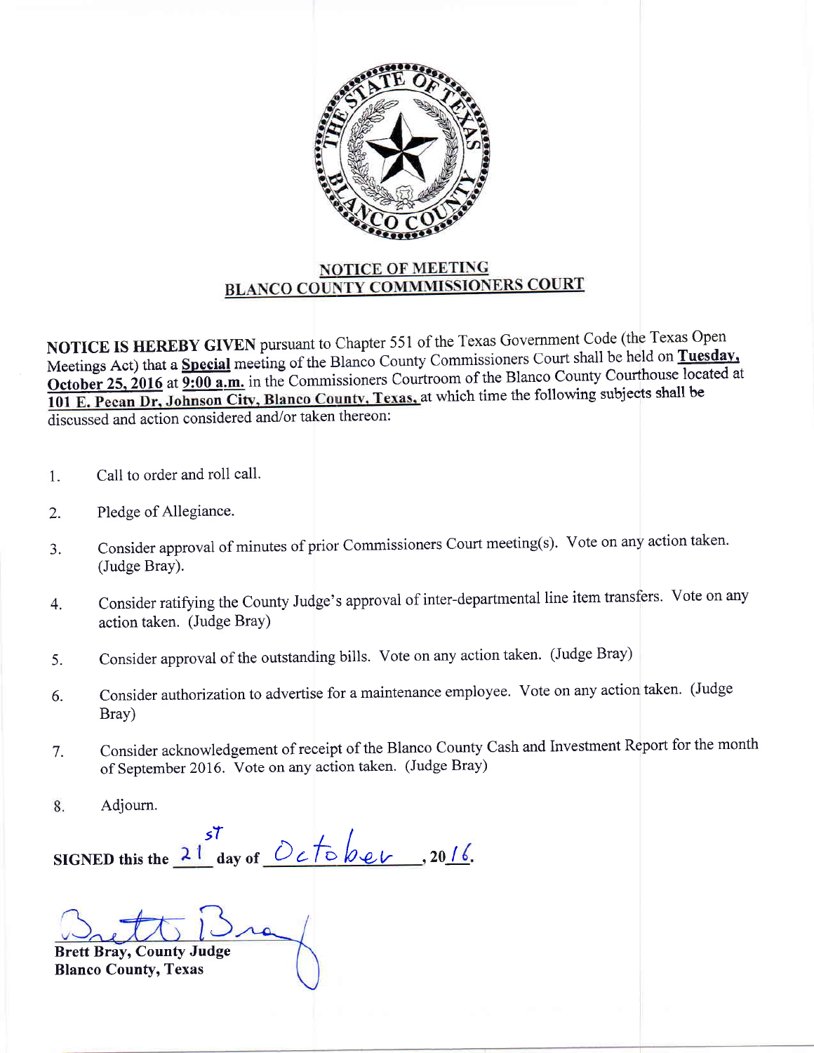## NOTICE OF MEETING
## BLANCO COUNTY COMMMISSIONERS COURT

**NOTICE IS HEREBY GIVEN** pursuant to Chapter 551 of the Texas Government Code (the Texas Open Meetings Act) that a **Special** meeting of the Blanco County Commissioners Court shall be held on **Tuesday, October 25, 2016** at **9:00 a.m.** in the Commissioners Courtroom of the Blanco County Courthouse located at **101 E. Pecan Dr, Johnson City, Blanco County, Texas,** at which time the following subjects shall be discussed and action considered and/or taken thereon:

1. Call to order and roll call.
2. Pledge of Allegiance.
3. Consider approval of minutes of prior Commissioners Court meeting(s). Vote on any action taken. (Judge Bray).
4. Consider ratifying the County Judge's approval of inter-departmental line item transfers. Vote on any action taken. (Judge Bray)
5. Consider approval of the outstanding bills. Vote on any action taken. (Judge Bray)
6. Consider authorization to advertise for a maintenance employee. Vote on any action taken. (Judge Bray)
7. Consider acknowledgement of receipt of the Blanco County Cash and Investment Report for the month of September 2016. Vote on any action taken. (Judge Bray)
8. Adjourn.

**SIGNED this the** 21st **day of** October**, 20**16.

Brett Bray

**Brett Bray, County Judge**
**Blanco County, Texas**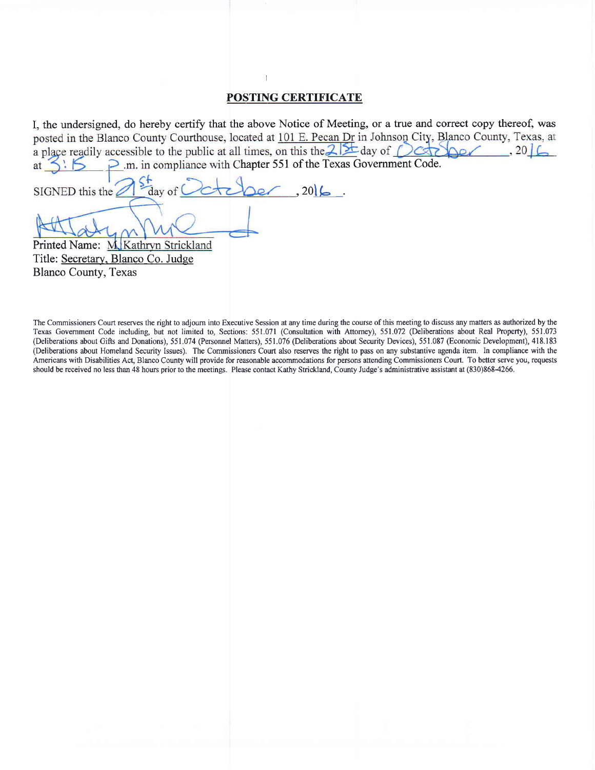## POSTING CERTIFICATE

I, the undersigned, do hereby certify that the above Notice of Meeting, or a true and correct copy thereof, was posted in the Blanco County Courthouse, located at 101 E. Pecan Dr in Johnson City, Blanco County, Texas, at a place readily accessible to the public at all times, on this the 21st day of October, 2016 at 3:15 p.m. in compliance with Chapter 551 of the Texas Government Code.

SIGNED this the 21st day of October, 2016.

Printed Name: M. Kathryn Strickland
Title: Secretary, Blanco Co. Judge
Blanco County, Texas

The Commissioners Court reserves the right to adjourn into Executive Session at any time during the course of this meeting to discuss any matters as authorized by the Texas Government Code including, but not limited to, Sections: 551.071 (Consultation with Attorney), 551.072 (Deliberations about Real Property), 551.073 (Deliberations about Gifts and Donations), 551.074 (Personnel Matters), 551.076 (Deliberations about Security Devices), 551.087 (Economic Development), 418.183 (Deliberations about Homeland Security Issues). The Commissioners Court also reserves the right to pass on any substantive agenda item. In compliance with the Americans with Disabilities Act, Blanco County will provide for reasonable accommodations for persons attending Commissioners Court. To better serve you, requests should be received no less than 48 hours prior to the meetings. Please contact Kathy Strickland, County Judge's administrative assistant at (830)868-4266.